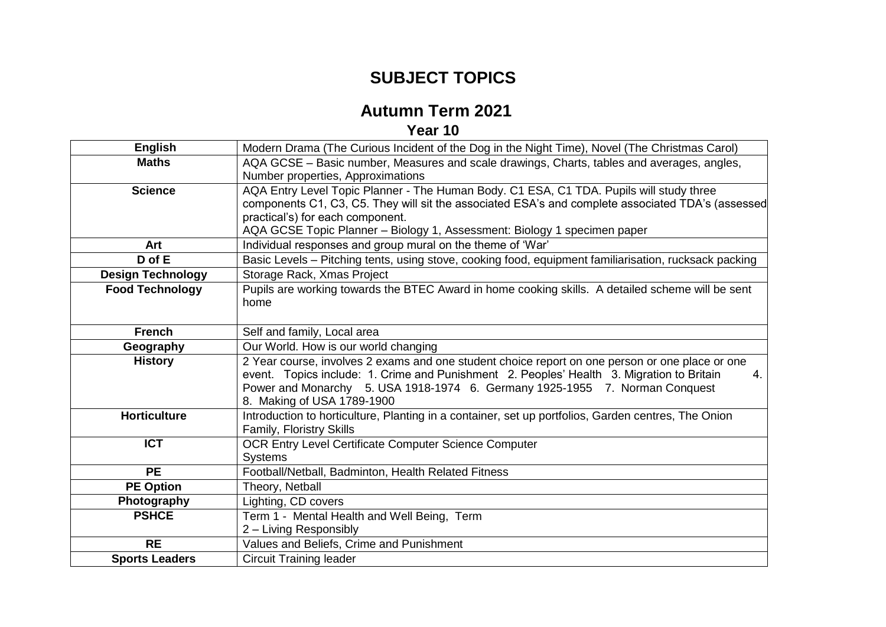# SUBJECT TOPICS

## Autumn Term 2021

### Year 10

| | |
|---|---|
| **English** | Modern Drama (The Curious Incident of the Dog in the Night Time), Novel (The Christmas Carol) |
| **Maths** | AQA GCSE – Basic number, Measures and scale drawings, Charts, tables and averages, angles, Number properties, Approximations |
| **Science** | AQA Entry Level Topic Planner - The Human Body. C1 ESA, C1 TDA. Pupils will study three components C1, C3, C5. They will sit the associated ESA's and complete associated TDA's (assessed practical's) for each component.<br>AQA GCSE Topic Planner – Biology 1, Assessment: Biology 1 specimen paper |
| **Art** | Individual responses and group mural on the theme of 'War' |
| **D of E** | Basic Levels – Pitching tents, using stove, cooking food, equipment familiarisation, rucksack packing |
| **Design Technology** | Storage Rack, Xmas Project |
| **Food Technology** | Pupils are working towards the BTEC Award in home cooking skills. A detailed scheme will be sent home |
| **French** | Self and family, Local area |
| **Geography** | Our World. How is our world changing |
| **History** | 2 Year course, involves 2 exams and one student choice report on one person or one place or one event. Topics include: 1. Crime and Punishment 2. Peoples' Health 3. Migration to Britain 4. Power and Monarchy 5. USA 1918-1974 6. Germany 1925-1955 7. Norman Conquest 8. Making of USA 1789-1900 |
| **Horticulture** | Introduction to horticulture, Planting in a container, set up portfolios, Garden centres, The Onion Family, Floristry Skills |
| **ICT** | OCR Entry Level Certificate Computer Science Computer Systems |
| **PE** | Football/Netball, Badminton, Health Related Fitness |
| **PE Option** | Theory, Netball |
| **Photography** | Lighting, CD covers |
| **PSHCE** | Term 1 - Mental Health and Well Being, Term 2 – Living Responsibly |
| **RE** | Values and Beliefs, Crime and Punishment |
| **Sports Leaders** | Circuit Training leader |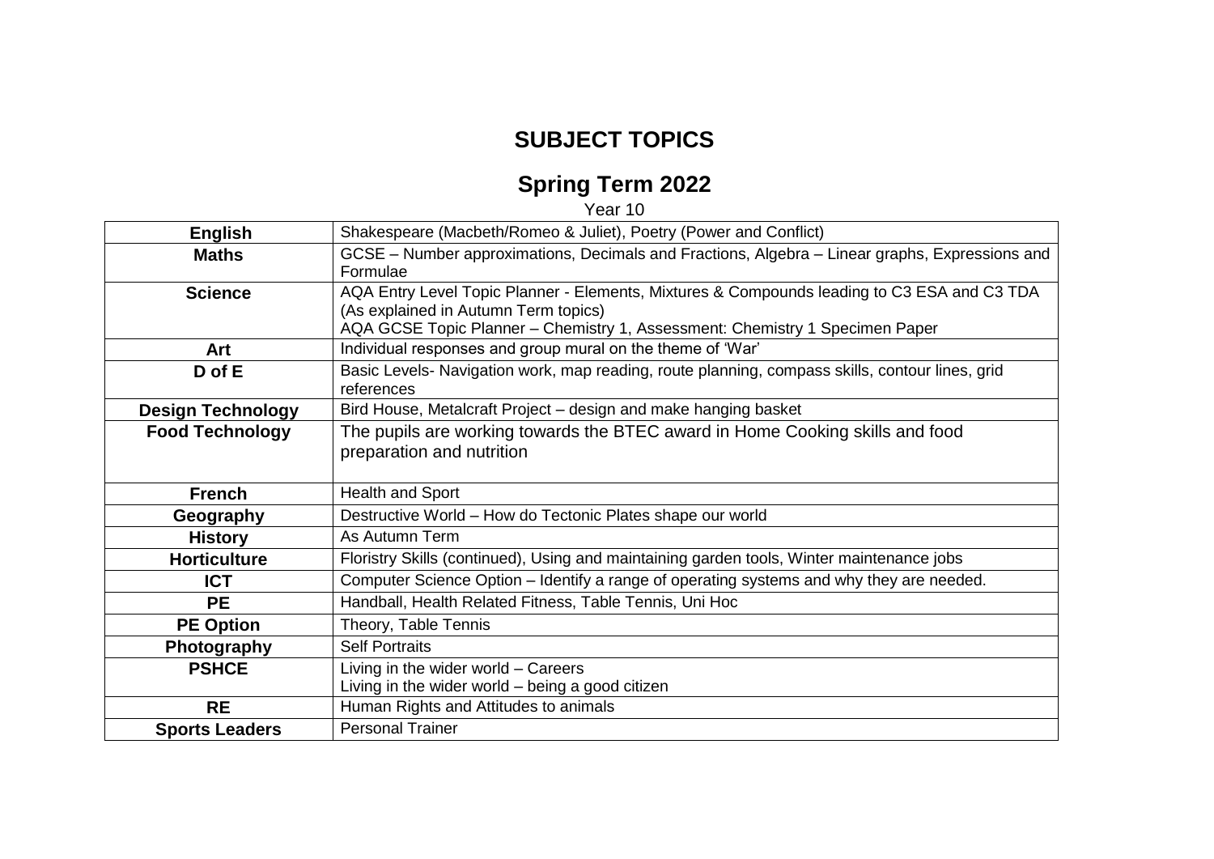# SUBJECT TOPICS

## Spring Term 2022

Year 10

| | |
|---|---|
| **English** | Shakespeare (Macbeth/Romeo & Juliet), Poetry (Power and Conflict) |
| **Maths** | GCSE – Number approximations, Decimals and Fractions, Algebra – Linear graphs, Expressions and Formulae |
| **Science** | AQA Entry Level Topic Planner - Elements, Mixtures & Compounds leading to C3 ESA and C3 TDA (As explained in Autumn Term topics)<br>AQA GCSE Topic Planner – Chemistry 1, Assessment: Chemistry 1 Specimen Paper |
| **Art** | Individual responses and group mural on the theme of 'War' |
| **D of E** | Basic Levels- Navigation work, map reading, route planning, compass skills, contour lines, grid references |
| **Design Technology** | Bird House, Metalcraft Project – design and make hanging basket |
| **Food Technology** | The pupils are working towards the BTEC award in Home Cooking skills and food preparation and nutrition |
| **French** | Health and Sport |
| **Geography** | Destructive World – How do Tectonic Plates shape our world |
| **History** | As Autumn Term |
| **Horticulture** | Floristry Skills (continued), Using and maintaining garden tools, Winter maintenance jobs |
| **ICT** | Computer Science Option – Identify a range of operating systems and why they are needed. |
| **PE** | Handball, Health Related Fitness, Table Tennis, Uni Hoc |
| **PE Option** | Theory, Table Tennis |
| **Photography** | Self Portraits |
| **PSHCE** | Living in the wider world – Careers<br>Living in the wider world – being a good citizen |
| **RE** | Human Rights and Attitudes to animals |
| **Sports Leaders** | Personal Trainer |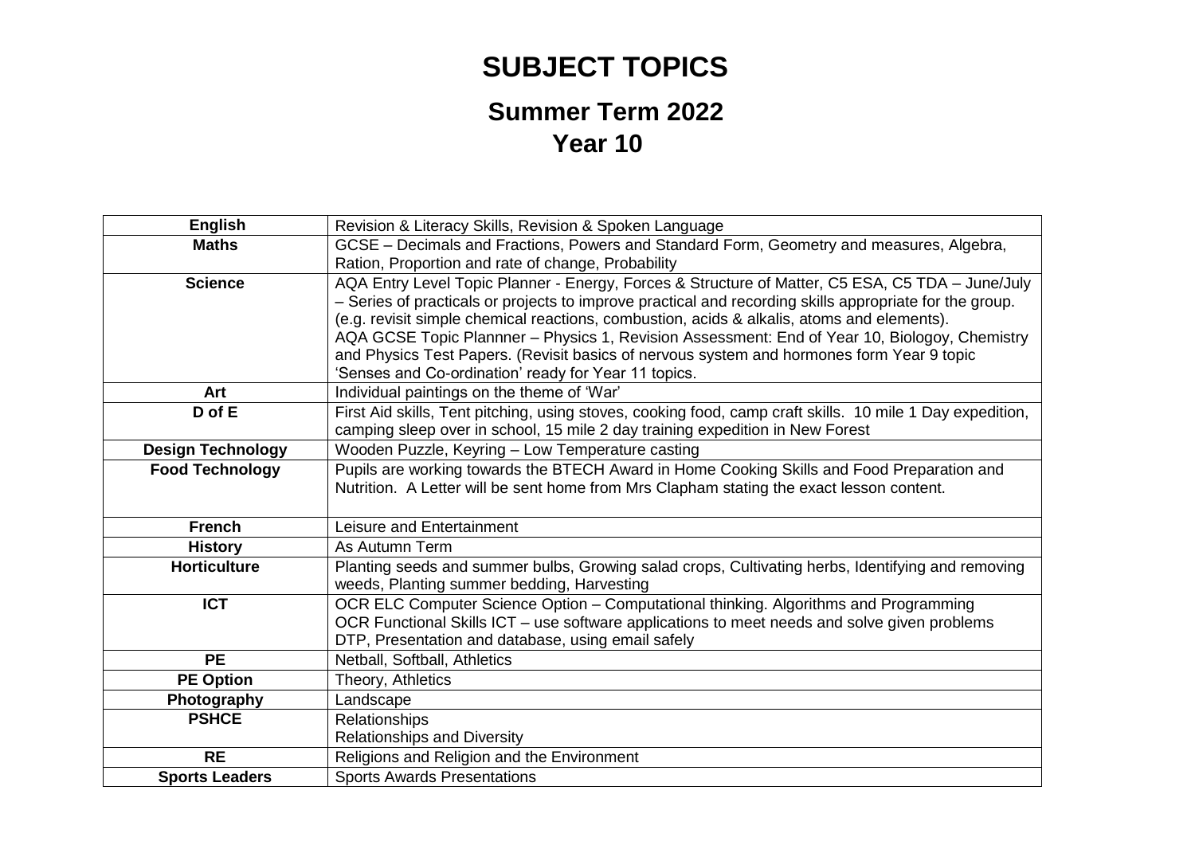# SUBJECT TOPICS

## Summer Term 2022

## Year 10

| | |
|---|---|
| **English** | Revision & Literacy Skills, Revision & Spoken Language |
| **Maths** | GCSE – Decimals and Fractions, Powers and Standard Form, Geometry and measures, Algebra, Ration, Proportion and rate of change, Probability |
| **Science** | AQA Entry Level Topic Planner - Energy, Forces & Structure of Matter, C5 ESA, C5 TDA – June/July – Series of practicals or projects to improve practical and recording skills appropriate for the group. (e.g. revisit simple chemical reactions, combustion, acids & alkalis, atoms and elements). AQA GCSE Topic Plannner – Physics 1, Revision Assessment: End of Year 10, Biologoy, Chemistry and Physics Test Papers. (Revisit basics of nervous system and hormones form Year 9 topic 'Senses and Co-ordination' ready for Year 11 topics. |
| **Art** | Individual paintings on the theme of 'War' |
| **D of E** | First Aid skills, Tent pitching, using stoves, cooking food, camp craft skills. 10 mile 1 Day expedition, camping sleep over in school, 15 mile 2 day training expedition in New Forest |
| **Design Technology** | Wooden Puzzle, Keyring – Low Temperature casting |
| **Food Technology** | Pupils are working towards the BTECH Award in Home Cooking Skills and Food Preparation and Nutrition. A Letter will be sent home from Mrs Clapham stating the exact lesson content. |
| **French** | Leisure and Entertainment |
| **History** | As Autumn Term |
| **Horticulture** | Planting seeds and summer bulbs, Growing salad crops, Cultivating herbs, Identifying and removing weeds, Planting summer bedding, Harvesting |
| **ICT** | OCR ELC Computer Science Option – Computational thinking. Algorithms and Programming<br>OCR Functional Skills ICT – use software applications to meet needs and solve given problems<br>DTP, Presentation and database, using email safely |
| **PE** | Netball, Softball, Athletics |
| **PE Option** | Theory, Athletics |
| **Photography** | Landscape |
| **PSHCE** | Relationships<br>Relationships and Diversity |
| **RE** | Religions and Religion and the Environment |
| **Sports Leaders** | Sports Awards Presentations |